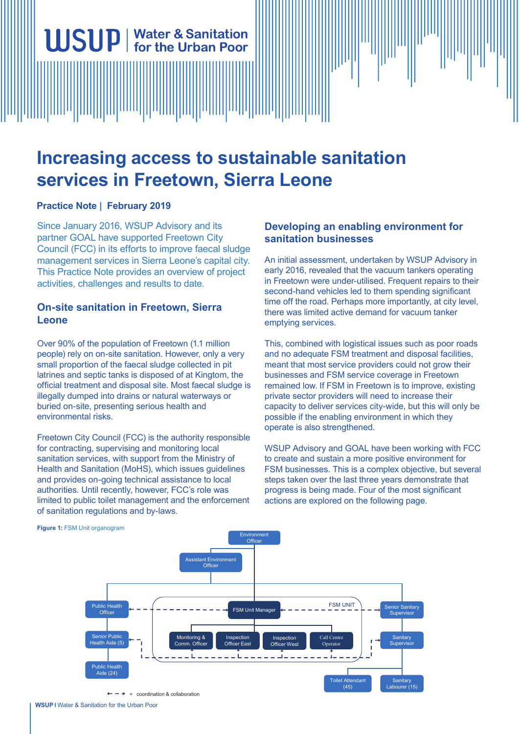# Increasing access to sustainable sanitation services in Freetown, Sierra Leone

**Practice Note | February 2019**

Since January 2016, WSUP Advisory and its partner GOAL have supported Freetown City Council (FCC) in its efforts to improve faecal sludge management services in Sierra Leone's capital city. This Practice Note provides an overview of project activities, challenges and results to date.

## On-site sanitation in Freetown, Sierra Leone

Over 90% of the population of Freetown (1.1 million people) rely on on-site sanitation. However, only a very small proportion of the faecal sludge collected in pit latrines and septic tanks is disposed of at Kingtom, the official treatment and disposal site. Most faecal sludge is illegally dumped into drains or natural waterways or buried on-site, presenting serious health and environmental risks.

Freetown City Council (FCC) is the authority responsible for contracting, supervising and monitoring local sanitation services, with support from the Ministry of Health and Sanitation (MoHS), which issues guidelines and provides on-going technical assistance to local authorities. Until recently, however, FCC's role was limited to public toilet management and the enforcement of sanitation regulations and by-laws.

## Developing an enabling environment for sanitation businesses

An initial assessment, undertaken by WSUP Advisory in early 2016, revealed that the vacuum tankers operating in Freetown were under-utilised. Frequent repairs to their second-hand vehicles led to them spending significant time off the road. Perhaps more importantly, at city level, there was limited active demand for vacuum tanker emptying services.

This, combined with logistical issues such as poor roads and no adequate FSM treatment and disposal facilities, meant that most service providers could not grow their businesses and FSM service coverage in Freetown remained low. If FSM in Freetown is to improve, existing private sector providers will need to increase their capacity to deliver services city-wide, but this will only be possible if the enabling environment in which they operate is also strengthened.

WSUP Advisory and GOAL have been working with FCC to create and sustain a more positive environment for FSM businesses. This is a complex objective, but several steps taken over the last three years demonstrate that progress is being made. Four of the most significant actions are explored on the following page.

**Figure 1:** FSM Unit organogram

- Environment Officer
  - Assistant Environment Officer
  - Public Health Officer
    - Senior Public Health Aide (5)
    - Public Health Aide (24)
  - FSM UNIT
    - FSM Unit Manager
      - Monitoring & Comm. Officer
      - Inspection Officer East
      - Inspection Officer West
      - Call Centre Operator
  - Senior Sanitary Supervisor
    - Sanitary Supervisor
    - Toilet Attendant (45)
    - Sanitary Labourer (15)

← - → = coordination & collaboration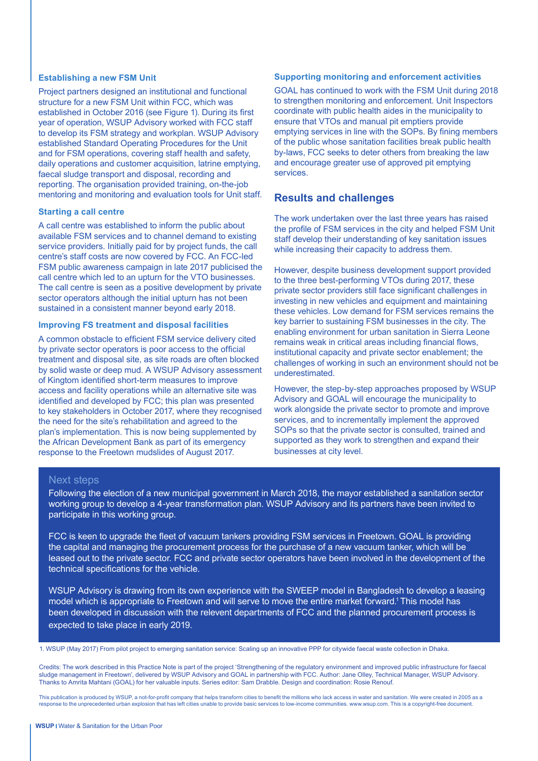### Establishing a new FSM Unit

Project partners designed an institutional and functional structure for a new FSM Unit within FCC, which was established in October 2016 (see Figure 1). During its first year of operation, WSUP Advisory worked with FCC staff to develop its FSM strategy and workplan. WSUP Advisory established Standard Operating Procedures for the Unit and for FSM operations, covering staff health and safety, daily operations and customer acquisition, latrine emptying, faecal sludge transport and disposal, recording and reporting. The organisation provided training, on-the-job mentoring and monitoring and evaluation tools for Unit staff.

### Starting a call centre

A call centre was established to inform the public about available FSM services and to channel demand to existing service providers. Initially paid for by project funds, the call centre's staff costs are now covered by FCC. An FCC-led FSM public awareness campaign in late 2017 publicised the call centre which led to an upturn for the VTO businesses. The call centre is seen as a positive development by private sector operators although the initial upturn has not been sustained in a consistent manner beyond early 2018.

### Improving FS treatment and disposal facilities

A common obstacle to efficient FSM service delivery cited by private sector operators is poor access to the official treatment and disposal site, as site roads are often blocked by solid waste or deep mud. A WSUP Advisory assessment of Kingtom identified short-term measures to improve access and facility operations while an alternative site was identified and developed by FCC; this plan was presented to key stakeholders in October 2017, where they recognised the need for the site's rehabilitation and agreed to the plan's implementation. This is now being supplemented by the African Development Bank as part of its emergency response to the Freetown mudslides of August 2017.

### Supporting monitoring and enforcement activities

GOAL has continued to work with the FSM Unit during 2018 to strengthen monitoring and enforcement. Unit Inspectors coordinate with public health aides in the municipality to ensure that VTOs and manual pit emptiers provide emptying services in line with the SOPs. By fining members of the public whose sanitation facilities break public health by-laws, FCC seeks to deter others from breaking the law and encourage greater use of approved pit emptying services.

## Results and challenges

The work undertaken over the last three years has raised the profile of FSM services in the city and helped FSM Unit staff develop their understanding of key sanitation issues while increasing their capacity to address them.

However, despite business development support provided to the three best-performing VTOs during 2017, these private sector providers still face significant challenges in investing in new vehicles and equipment and maintaining these vehicles. Low demand for FSM services remains the key barrier to sustaining FSM businesses in the city. The enabling environment for urban sanitation in Sierra Leone remains weak in critical areas including financial flows, institutional capacity and private sector enablement; the challenges of working in such an environment should not be underestimated.

However, the step-by-step approaches proposed by WSUP Advisory and GOAL will encourage the municipality to work alongside the private sector to promote and improve services, and to incrementally implement the approved SOPs so that the private sector is consulted, trained and supported as they work to strengthen and expand their businesses at city level.

## Next steps

Following the election of a new municipal government in March 2018, the mayor established a sanitation sector working group to develop a 4-year transformation plan. WSUP Advisory and its partners have been invited to participate in this working group.

FCC is keen to upgrade the fleet of vacuum tankers providing FSM services in Freetown. GOAL is providing the capital and managing the procurement process for the purchase of a new vacuum tanker, which will be leased out to the private sector. FCC and private sector operators have been involved in the development of the technical specifications for the vehicle.

WSUP Advisory is drawing from its own experience with the SWEEP model in Bangladesh to develop a leasing model which is appropriate to Freetown and will serve to move the entire market forward.[1] This model has been developed in discussion with the relevent departments of FCC and the planned procurement process is expected to take place in early 2019.

1. WSUP (May 2017) From pilot project to emerging sanitation service: Scaling up an innovative PPP for citywide faecal waste collection in Dhaka.

Credits: The work described in this Practice Note is part of the project 'Strengthening of the regulatory environment and improved public infrastructure for faecal sludge management in Freetown', delivered by WSUP Advisory and GOAL in partnership with FCC. Author: Jane Olley, Technical Manager, WSUP Advisory. Thanks to Amrita Mahtani (GOAL) for her valuable inputs. Series editor: Sam Drabble. Design and coordination: Rosie Renouf.

This publication is produced by WSUP, a not-for-profit company that helps transform cities to benefit the millions who lack access in water and sanitation. We were created in 2005 as a response to the unprecedented urban explosion that has left cities unable to provide basic services to low-income communities. www.wsup.com. This is a copyright-free document.